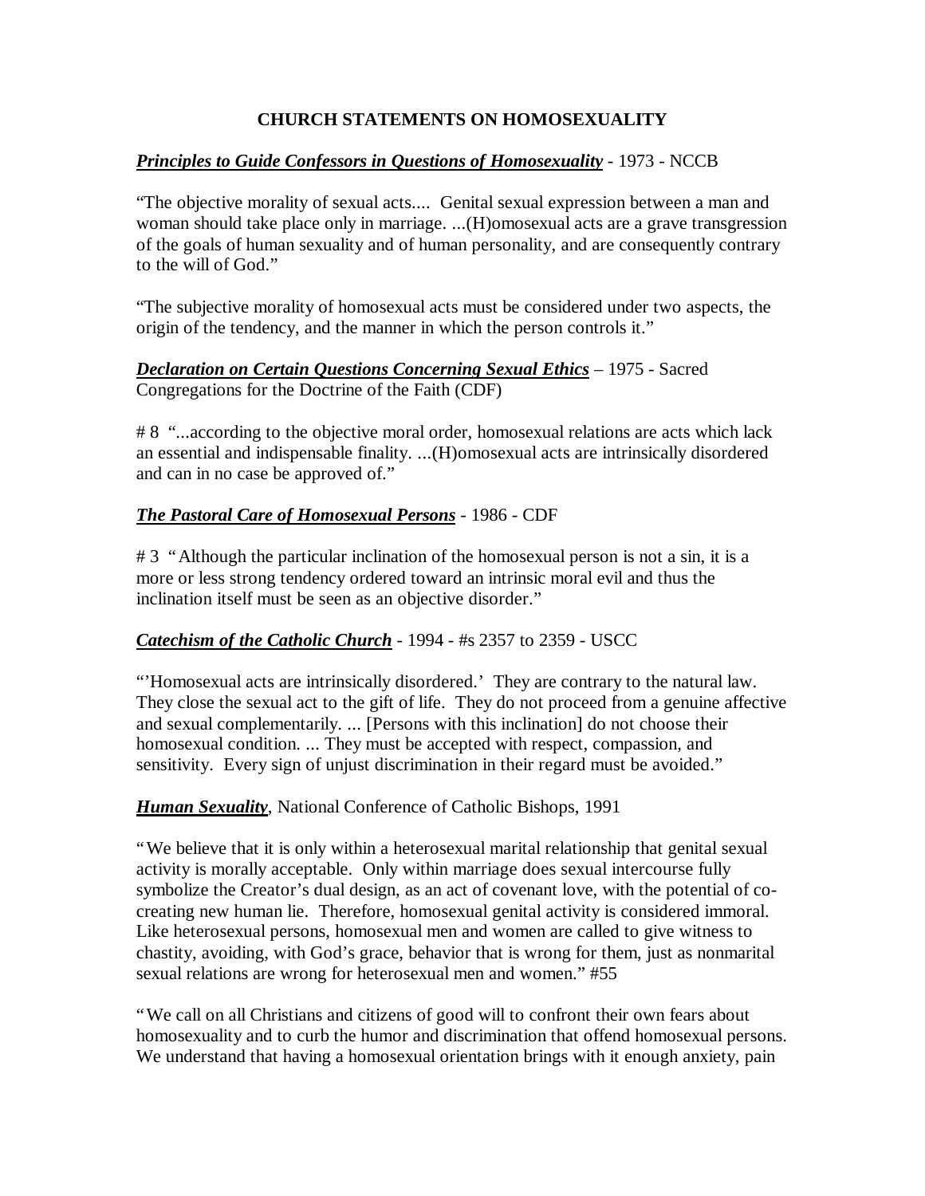# CHURCH STATEMENTS ON HOMOSEXUALITY

***Principles to Guide Confessors in Questions of Homosexuality*** - 1973 - NCCB

"The objective morality of sexual acts.... Genital sexual expression between a man and woman should take place only in marriage. ...(H)omosexual acts are a grave transgression of the goals of human sexuality and of human personality, and are consequently contrary to the will of God."

"The subjective morality of homosexual acts must be considered under two aspects, the origin of the tendency, and the manner in which the person controls it."

***Declaration on Certain Questions Concerning Sexual Ethics*** – 1975 - Sacred Congregations for the Doctrine of the Faith (CDF)

# 8 "...according to the objective moral order, homosexual relations are acts which lack an essential and indispensable finality. ...(H)omosexual acts are intrinsically disordered and can in no case be approved of."

***The Pastoral Care of Homosexual Persons*** - 1986 - CDF

# 3 "Although the particular inclination of the homosexual person is not a sin, it is a more or less strong tendency ordered toward an intrinsic moral evil and thus the inclination itself must be seen as an objective disorder."

***Catechism of the Catholic Church*** - 1994 - #s 2357 to 2359 - USCC

"'Homosexual acts are intrinsically disordered.' They are contrary to the natural law. They close the sexual act to the gift of life. They do not proceed from a genuine affective and sexual complementarily. ... [Persons with this inclination] do not choose their homosexual condition. ... They must be accepted with respect, compassion, and sensitivity. Every sign of unjust discrimination in their regard must be avoided."

***Human Sexuality***, National Conference of Catholic Bishops, 1991

"We believe that it is only within a heterosexual marital relationship that genital sexual activity is morally acceptable. Only within marriage does sexual intercourse fully symbolize the Creator's dual design, as an act of covenant love, with the potential of co-creating new human lie. Therefore, homosexual genital activity is considered immoral. Like heterosexual persons, homosexual men and women are called to give witness to chastity, avoiding, with God's grace, behavior that is wrong for them, just as nonmarital sexual relations are wrong for heterosexual men and women." #55

"We call on all Christians and citizens of good will to confront their own fears about homosexuality and to curb the humor and discrimination that offend homosexual persons. We understand that having a homosexual orientation brings with it enough anxiety, pain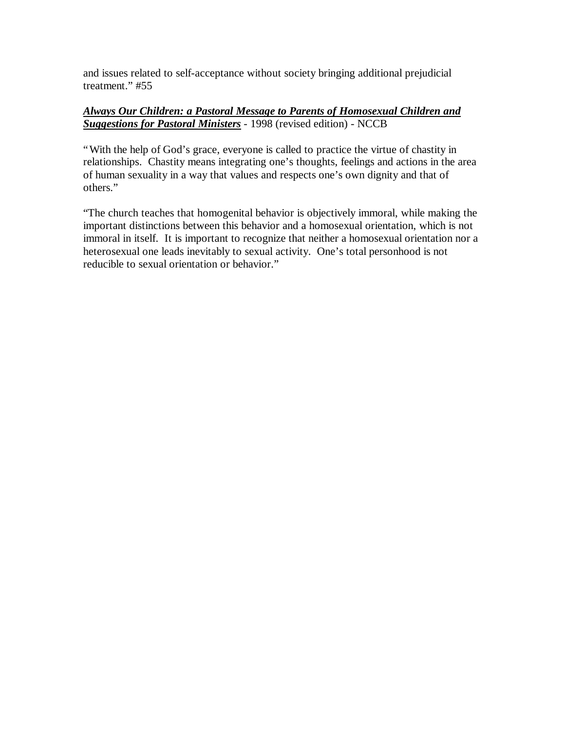and issues related to self-acceptance without society bringing additional prejudicial treatment." #55

***Always Our Children: a Pastoral Message to Parents of Homosexual Children and Suggestions for Pastoral Ministers*** - 1998 (revised edition) - NCCB

"With the help of God's grace, everyone is called to practice the virtue of chastity in relationships. Chastity means integrating one's thoughts, feelings and actions in the area of human sexuality in a way that values and respects one's own dignity and that of others."

"The church teaches that homogenital behavior is objectively immoral, while making the important distinctions between this behavior and a homosexual orientation, which is not immoral in itself. It is important to recognize that neither a homosexual orientation nor a heterosexual one leads inevitably to sexual activity. One's total personhood is not reducible to sexual orientation or behavior."